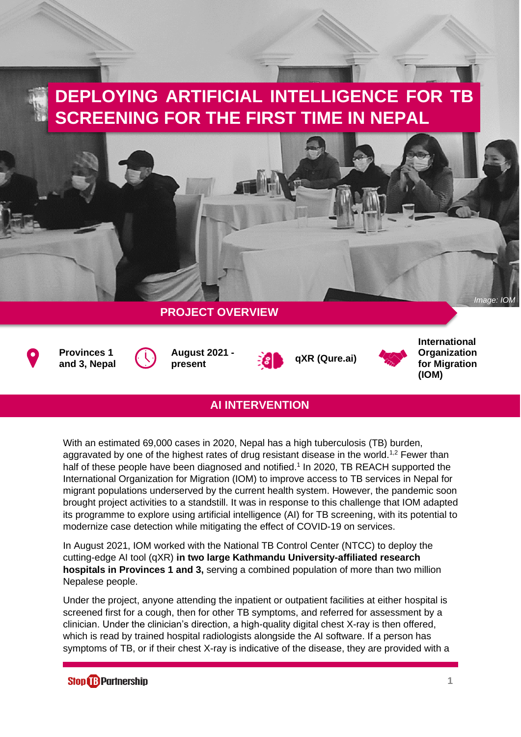# DEPLOYING ARTIFICIAL INTELLIGENCE FOR TB SCREENING FOR THE FIRST TIME IN NEPAL

*Image: IOM*

## PROJECT OVERVIEW

**Provinces 1 and 3, Nepal**

**August 2021 - present**

**qXR (Qure.ai)**

**International Organization for Migration (IOM)**

## AI INTERVENTION

With an estimated 69,000 cases in 2020, Nepal has a high tuberculosis (TB) burden, aggravated by one of the highest rates of drug resistant disease in the world.[1,2] Fewer than half of these people have been diagnosed and notified.[1] In 2020, TB REACH supported the International Organization for Migration (IOM) to improve access to TB services in Nepal for migrant populations underserved by the current health system. However, the pandemic soon brought project activities to a standstill. It was in response to this challenge that IOM adapted its programme to explore using artificial intelligence (AI) for TB screening, with its potential to modernize case detection while mitigating the effect of COVID-19 on services.

In August 2021, IOM worked with the National TB Control Center (NTCC) to deploy the cutting-edge AI tool (qXR) **in two large Kathmandu University-affiliated research hospitals in Provinces 1 and 3,** serving a combined population of more than two million Nepalese people.

Under the project, anyone attending the inpatient or outpatient facilities at either hospital is screened first for a cough, then for other TB symptoms, and referred for assessment by a clinician. Under the clinician's direction, a high-quality digital chest X-ray is then offered, which is read by trained hospital radiologists alongside the AI software. If a person has symptoms of TB, or if their chest X-ray is indicative of the disease, they are provided with a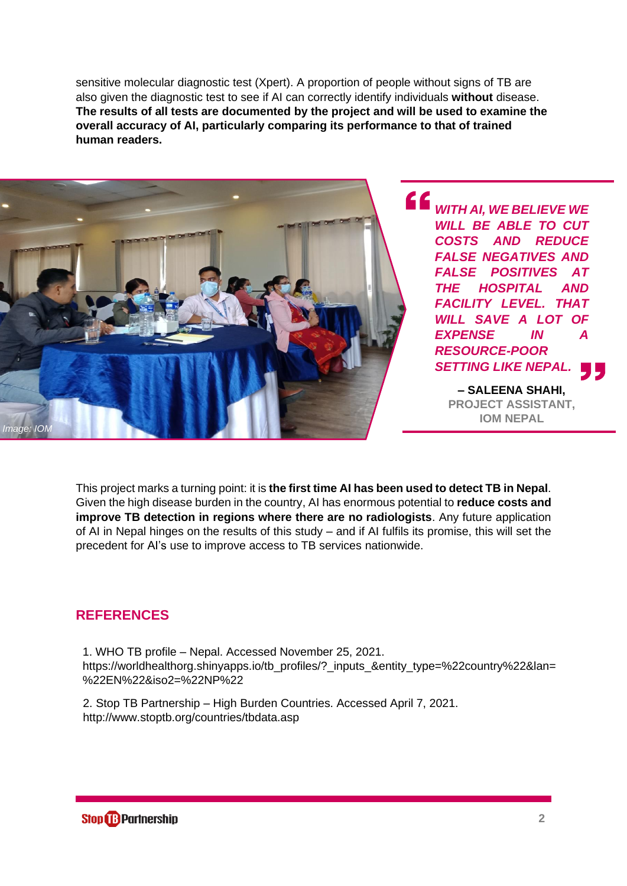sensitive molecular diagnostic test (Xpert). A proportion of people without signs of TB are also given the diagnostic test to see if AI can correctly identify individuals **without** disease. **The results of all tests are documented by the project and will be used to examine the overall accuracy of AI, particularly comparing its performance to that of trained human readers.**

Image: IOM

> ***WITH AI, WE BELIEVE WE WILL BE ABLE TO CUT COSTS AND REDUCE FALSE NEGATIVES AND FALSE POSITIVES AT THE HOSPITAL AND FACILITY LEVEL. THAT WILL SAVE A LOT OF EXPENSE IN A RESOURCE-POOR SETTING LIKE NEPAL.***
>
> **– SALEENA SHAHI,**
> **PROJECT ASSISTANT,**
> **IOM NEPAL**

This project marks a turning point: it is **the first time AI has been used to detect TB in Nepal**. Given the high disease burden in the country, AI has enormous potential to **reduce costs and improve TB detection in regions where there are no radiologists**. Any future application of AI in Nepal hinges on the results of this study – and if AI fulfils its promise, this will set the precedent for AI's use to improve access to TB services nationwide.

## REFERENCES

1. WHO TB profile – Nepal. Accessed November 25, 2021. https://worldhealthorg.shinyapps.io/tb_profiles/?_inputs_&entity_type=%22country%22&lan=%22EN%22&iso2=%22NP%22

2. Stop TB Partnership – High Burden Countries. Accessed April 7, 2021. http://www.stoptb.org/countries/tbdata.asp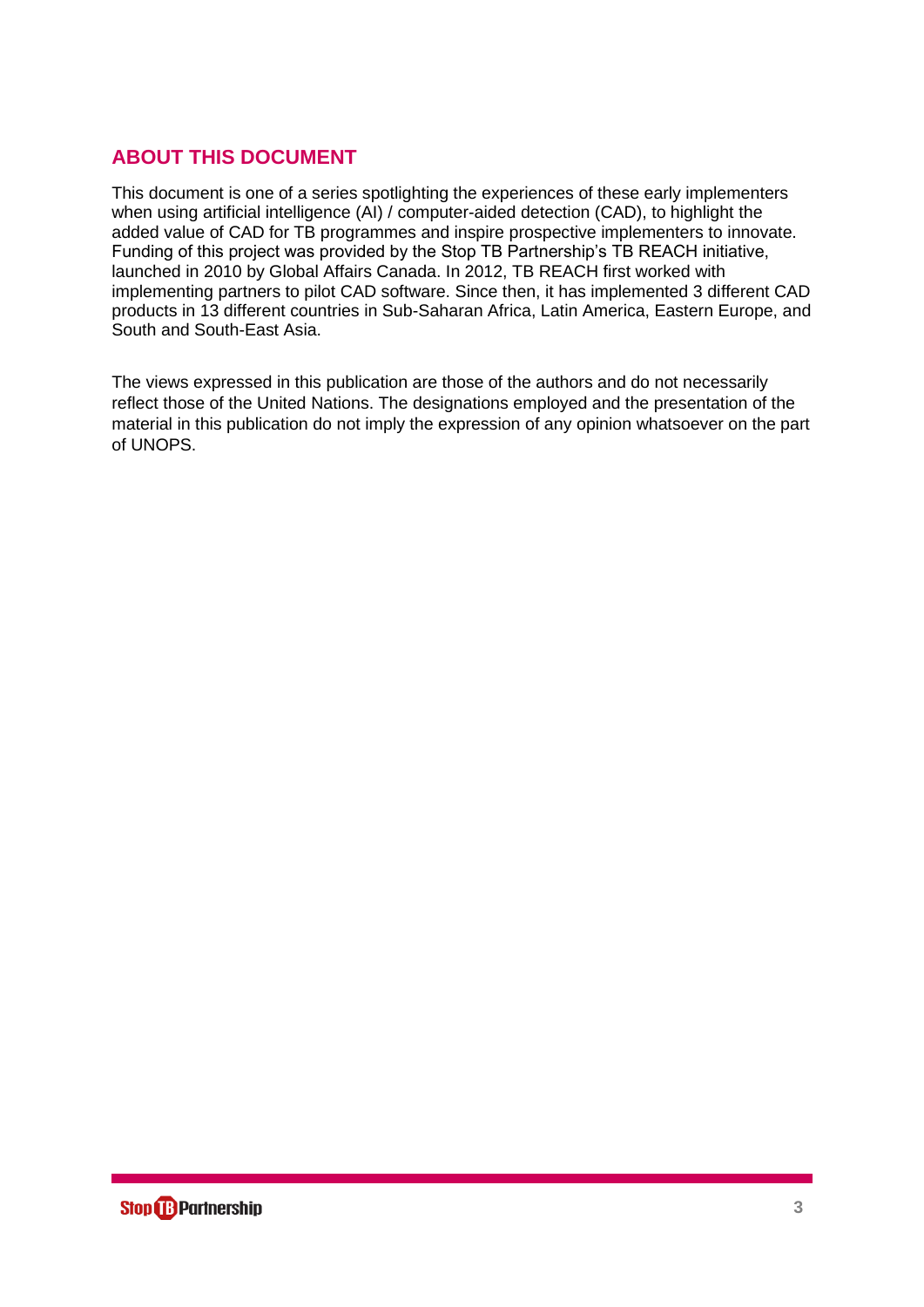## ABOUT THIS DOCUMENT

This document is one of a series spotlighting the experiences of these early implementers when using artificial intelligence (AI) / computer-aided detection (CAD), to highlight the added value of CAD for TB programmes and inspire prospective implementers to innovate. Funding of this project was provided by the Stop TB Partnership's TB REACH initiative, launched in 2010 by Global Affairs Canada. In 2012, TB REACH first worked with implementing partners to pilot CAD software. Since then, it has implemented 3 different CAD products in 13 different countries in Sub-Saharan Africa, Latin America, Eastern Europe, and South and South-East Asia.

The views expressed in this publication are those of the authors and do not necessarily reflect those of the United Nations. The designations employed and the presentation of the material in this publication do not imply the expression of any opinion whatsoever on the part of UNOPS.